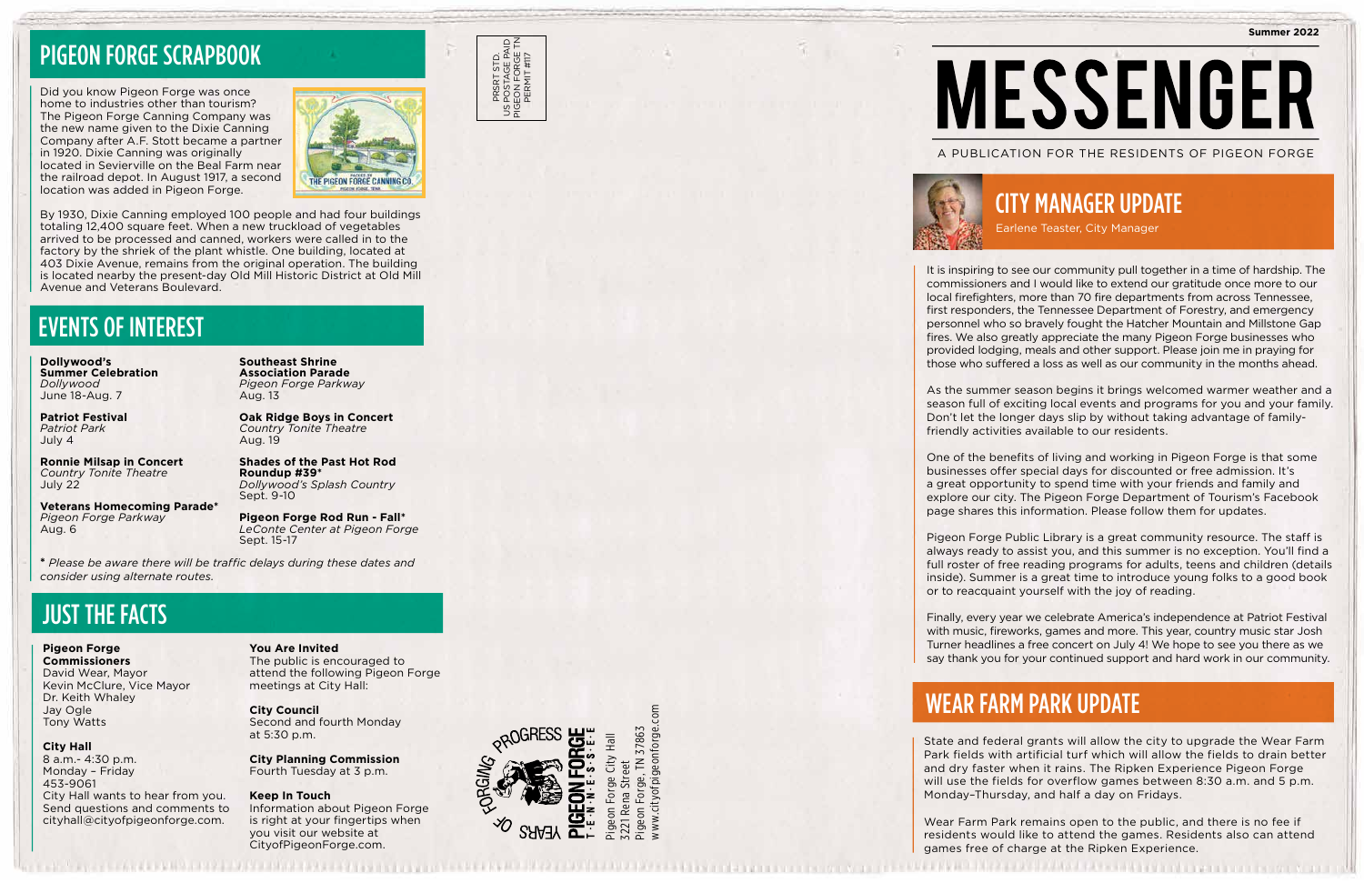# PIGEON FORGE SCRAPBOOK

Did you know Pigeon Forge was once home to industries other than tourism? The Pigeon Forge Canning Company was the new name given to the Dixie Canning Company after A.F. Stott became a partner in 1920. Dixie Canning was originally located in Sevierville on the Beal Farm near the railroad depot. In August 1917, a second location was added in Pigeon Forge.

By 1930, Dixie Canning employed 100 people and had four buildings totaling 12,400 square feet. When a new truckload of vegetables arrived to be processed and canned, workers were called in to the factory by the shriek of the plant whistle. One building, located at 403 Dixie Avenue, remains from the original operation. The building is located nearby the present-day Old Mill Historic District at Old Mill Avenue and Veterans Boulevard.

# EVENTS OF INTEREST

**Dollywood's Summer Celebration**
*Dollywood*
June 18-Aug. 7

**Patriot Festival**
*Patriot Park*
July 4

**Ronnie Milsap in Concert**
*Country Tonite Theatre*
July 22

**Veterans Homecoming Parade***
*Pigeon Forge Parkway*
Aug. 6

**Southeast Shrine Association Parade**
*Pigeon Forge Parkway*
Aug. 13

**Oak Ridge Boys in Concert**
*Country Tonite Theatre*
Aug. 19

**Shades of the Past Hot Rod Roundup #39***
*Dollywood's Splash Country*
Sept. 9-10

**Pigeon Forge Rod Run - Fall***
*LeConte Center at Pigeon Forge*
Sept. 15-17

* *Please be aware there will be traffic delays during these dates and consider using alternate routes.*

# JUST THE FACTS

**Pigeon Forge Commissioners**
David Wear, Mayor
Kevin McClure, Vice Mayor
Dr. Keith Whaley
Jay Ogle
Tony Watts

**City Hall**
8 a.m.- 4:30 p.m.
Monday – Friday
453-9061
City Hall wants to hear from you. Send questions and comments to cityhall@cityofpigeonforge.com.

**You Are Invited**
The public is encouraged to attend the following Pigeon Forge meetings at City Hall:

**City Council**
Second and fourth Monday at 5:30 p.m.

**City Planning Commission**
Fourth Tuesday at 3 p.m.

**Keep In Touch**
Information about Pigeon Forge is right at your fingertips when you visit our website at CityofPigeonForge.com.

PRSRT STD.
US POSTAGE PAID
PIGEON FORGE TN
PERMIT #117

FORGING PROGRESS YEARS OF
PIGEON FORGE T·E·N·N·E·S·S·E·E

Pigeon Forge City Hall
3221 Rena Street
Pigeon Forge, TN 37863
www.cityofpigeonforge.com

Summer 2022

# MESSENGER

A PUBLICATION FOR THE RESIDENTS OF PIGEON FORGE

## CITY MANAGER UPDATE

Earlene Teaster, City Manager

It is inspiring to see our community pull together in a time of hardship. The commissioners and I would like to extend our gratitude once more to our local firefighters, more than 70 fire departments from across Tennessee, first responders, the Tennessee Department of Forestry, and emergency personnel who so bravely fought the Hatcher Mountain and Millstone Gap fires. We also greatly appreciate the many Pigeon Forge businesses who provided lodging, meals and other support. Please join me in praying for those who suffered a loss as well as our community in the months ahead.

As the summer season begins it brings welcomed warmer weather and a season full of exciting local events and programs for you and your family. Don't let the longer days slip by without taking advantage of family-friendly activities available to our residents.

One of the benefits of living and working in Pigeon Forge is that some businesses offer special days for discounted or free admission. It's a great opportunity to spend time with your friends and family and explore our city. The Pigeon Forge Department of Tourism's Facebook page shares this information. Please follow them for updates.

Pigeon Forge Public Library is a great community resource. The staff is always ready to assist you, and this summer is no exception. You'll find a full roster of free reading programs for adults, teens and children (details inside). Summer is a great time to introduce young folks to a good book or to reacquaint yourself with the joy of reading.

Finally, every year we celebrate America's independence at Patriot Festival with music, fireworks, games and more. This year, country music star Josh Turner headlines a free concert on July 4! We hope to see you there as we say thank you for your continued support and hard work in our community.

## WEAR FARM PARK UPDATE

State and federal grants will allow the city to upgrade the Wear Farm Park fields with artificial turf which will allow the fields to drain better and dry faster when it rains. The Ripken Experience Pigeon Forge will use the fields for overflow games between 8:30 a.m. and 5 p.m. Monday–Thursday, and half a day on Fridays.

Wear Farm Park remains open to the public, and there is no fee if residents would like to attend the games. Residents also can attend games free of charge at the Ripken Experience.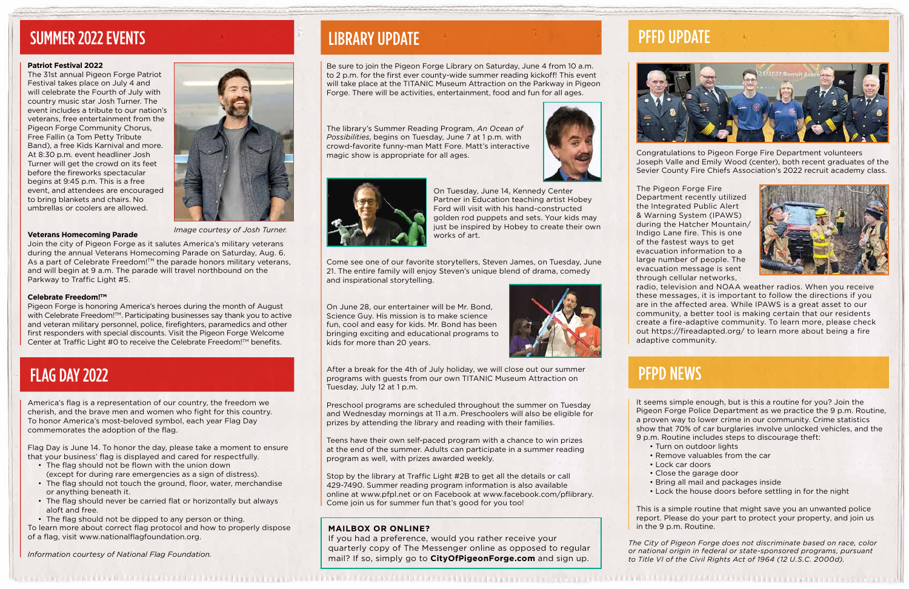## SUMMER 2022 EVENTS

**Patriot Festival 2022**

The 31st annual Pigeon Forge Patriot Festival takes place on July 4 and will celebrate the Fourth of July with country music star Josh Turner. The event includes a tribute to our nation's veterans, free entertainment from the Pigeon Forge Community Chorus, Free Fallin (a Tom Petty Tribute Band), a free Kids Karnival and more. At 8:30 p.m. event headliner Josh Turner will get the crowd on its feet before the fireworks spectacular begins at 9:45 p.m. This is a free event, and attendees are encouraged to bring blankets and chairs. No umbrellas or coolers are allowed.

*Image courtesy of Josh Turner.*

**Veterans Homecoming Parade**

Join the city of Pigeon Forge as it salutes America's military veterans during the annual Veterans Homecoming Parade on Saturday, Aug. 6. As a part of Celebrate Freedom!™ the parade honors military veterans, and will begin at 9 a.m. The parade will travel northbound on the Parkway to Traffic Light #5.

**Celebrate Freedom!™**

Pigeon Forge is honoring America's heroes during the month of August with Celebrate Freedom!™. Participating businesses say thank you to active and veteran military personnel, police, firefighters, paramedics and other first responders with special discounts. Visit the Pigeon Forge Welcome Center at Traffic Light #0 to receive the Celebrate Freedom!™ benefits.

## FLAG DAY 2022

America's flag is a representation of our country, the freedom we cherish, and the brave men and women who fight for this country. To honor America's most-beloved symbol, each year Flag Day commemorates the adoption of the flag.

Flag Day is June 14. To honor the day, please take a moment to ensure that your business' flag is displayed and cared for respectfully.

- The flag should not be flown with the union down (except for during rare emergencies as a sign of distress).
- The flag should not touch the ground, floor, water, merchandise or anything beneath it.
- The flag should never be carried flat or horizontally but always aloft and free.
- The flag should not be dipped to any person or thing.

To learn more about correct flag protocol and how to properly dispose of a flag, visit www.nationalflagfoundation.org.

*Information courtesy of National Flag Foundation.*

## LIBRARY UPDATE

Be sure to join the Pigeon Forge Library on Saturday, June 4 from 10 a.m. to 2 p.m. for the first ever county-wide summer reading kickoff! This event will take place at the TITANIC Museum Attraction on the Parkway in Pigeon Forge. There will be activities, entertainment, food and fun for all ages.

The library's Summer Reading Program, *An Ocean of Possibilities*, begins on Tuesday, June 7 at 1 p.m. with crowd-favorite funny-man Matt Fore. Matt's interactive magic show is appropriate for all ages.

On Tuesday, June 14, Kennedy Center Partner in Education teaching artist Hobey Ford will visit with his hand-constructed golden rod puppets and sets. Your kids may just be inspired by Hobey to create their own works of art.

Come see one of our favorite storytellers, Steven James, on Tuesday, June 21. The entire family will enjoy Steven's unique blend of drama, comedy and inspirational storytelling.

On June 28, our entertainer will be Mr. Bond, Science Guy. His mission is to make science fun, cool and easy for kids. Mr. Bond has been bringing exciting and educational programs to kids for more than 20 years.

After a break for the 4th of July holiday, we will close out our summer programs with guests from our own TITANIC Museum Attraction on Tuesday, July 12 at 1 p.m.

Preschool programs are scheduled throughout the summer on Tuesday and Wednesday mornings at 11 a.m. Preschoolers will also be eligible for prizes by attending the library and reading with their families.

Teens have their own self-paced program with a chance to win prizes at the end of the summer. Adults can participate in a summer reading program as well, with prizes awarded weekly.

Stop by the library at Traffic Light #2B to get all the details or call 429-7490. Summer reading program information is also available online at www.pfpl.net or on Facebook at www.facebook.com/pflibrary. Come join us for summer fun that's good for you too!

**MAILBOX OR ONLINE?**

If you had a preference, would you rather receive your quarterly copy of The Messenger online as opposed to regular mail? If so, simply go to **CityOfPigeonForge.com** and sign up.

## PFFD UPDATE

Congratulations to Pigeon Forge Fire Department volunteers Joseph Valle and Emily Wood (center), both recent graduates of the Sevier County Fire Chiefs Association's 2022 recruit academy class.

The Pigeon Forge Fire Department recently utilized the Integrated Public Alert & Warning System (IPAWS) during the Hatcher Mountain/Indigo Lane fire. This is one of the fastest ways to get evacuation information to a large number of people. The evacuation message is sent through cellular networks, radio, television and NOAA weather radios. When you receive these messages, it is important to follow the directions if you are in the affected area. While IPAWS is a great asset to our community, a better tool is making certain that our residents create a fire-adaptive community. To learn more, please check out https://fireadapted.org/ to learn more about being a fire adaptive community.

## PFPD NEWS

It seems simple enough, but is this a routine for you? Join the Pigeon Forge Police Department as we practice the 9 p.m. Routine, a proven way to lower crime in our community. Crime statistics show that 70% of car burglaries involve unlocked vehicles, and the 9 p.m. Routine includes steps to discourage theft:

- Turn on outdoor lights
- Remove valuables from the car
- Lock car doors
- Close the garage door
- Bring all mail and packages inside
- Lock the house doors before settling in for the night

This is a simple routine that might save you an unwanted police report. Please do your part to protect your property, and join us in the 9 p.m. Routine.

*The City of Pigeon Forge does not discriminate based on race, color or national origin in federal or state-sponsored programs, pursuant to Title VI of the Civil Rights Act of 1964 (12 U.S.C. 2000d).*